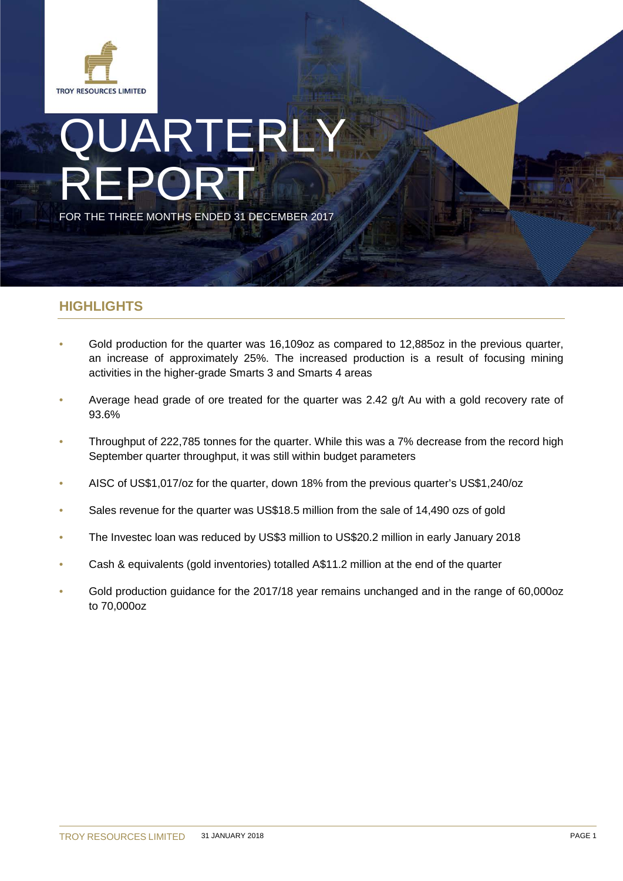TROY RESOURCES LIMITED

# QUARTERLY REPORT

FOR THE THREE MONTHS ENDED 31 DECEMBER 2017

## HIGHLIGHTS

- Gold production for the quarter was 16,109oz as compared to 12,885oz in the previous quarter, an increase of approximately 25%. The increased production is a result of focusing mining activities in the higher-grade Smarts 3 and Smarts 4 areas
- Average head grade of ore treated for the quarter was 2.42 g/t Au with a gold recovery rate of 93.6%
- Throughput of 222,785 tonnes for the quarter. While this was a 7% decrease from the record high September quarter throughput, it was still within budget parameters
- AISC of US$1,017/oz for the quarter, down 18% from the previous quarter's US$1,240/oz
- Sales revenue for the quarter was US$18.5 million from the sale of 14,490 ozs of gold
- The Investec loan was reduced by US$3 million to US$20.2 million in early January 2018
- Cash & equivalents (gold inventories) totalled A$11.2 million at the end of the quarter
- Gold production guidance for the 2017/18 year remains unchanged and in the range of 60,000oz to 70,000oz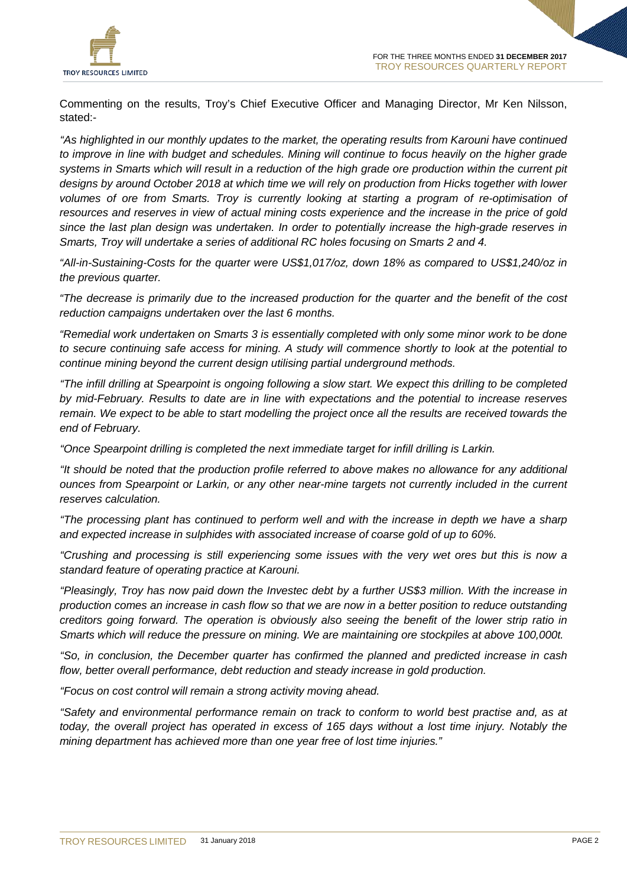Commenting on the results, Troy's Chief Executive Officer and Managing Director, Mr Ken Nilsson, stated:-

*"As highlighted in our monthly updates to the market, the operating results from Karouni have continued to improve in line with budget and schedules. Mining will continue to focus heavily on the higher grade systems in Smarts which will result in a reduction of the high grade ore production within the current pit designs by around October 2018 at which time we will rely on production from Hicks together with lower volumes of ore from Smarts. Troy is currently looking at starting a program of re-optimisation of resources and reserves in view of actual mining costs experience and the increase in the price of gold since the last plan design was undertaken. In order to potentially increase the high-grade reserves in Smarts, Troy will undertake a series of additional RC holes focusing on Smarts 2 and 4.*

*"All-in-Sustaining-Costs for the quarter were US$1,017/oz, down 18% as compared to US$1,240/oz in the previous quarter.*

*"The decrease is primarily due to the increased production for the quarter and the benefit of the cost reduction campaigns undertaken over the last 6 months.*

*"Remedial work undertaken on Smarts 3 is essentially completed with only some minor work to be done to secure continuing safe access for mining. A study will commence shortly to look at the potential to continue mining beyond the current design utilising partial underground methods.*

*"The infill drilling at Spearpoint is ongoing following a slow start. We expect this drilling to be completed by mid-February. Results to date are in line with expectations and the potential to increase reserves remain. We expect to be able to start modelling the project once all the results are received towards the end of February.*

*"Once Spearpoint drilling is completed the next immediate target for infill drilling is Larkin.*

*"It should be noted that the production profile referred to above makes no allowance for any additional ounces from Spearpoint or Larkin, or any other near-mine targets not currently included in the current reserves calculation.*

*"The processing plant has continued to perform well and with the increase in depth we have a sharp and expected increase in sulphides with associated increase of coarse gold of up to 60%.*

*"Crushing and processing is still experiencing some issues with the very wet ores but this is now a standard feature of operating practice at Karouni.*

*"Pleasingly, Troy has now paid down the Investec debt by a further US$3 million. With the increase in production comes an increase in cash flow so that we are now in a better position to reduce outstanding creditors going forward. The operation is obviously also seeing the benefit of the lower strip ratio in Smarts which will reduce the pressure on mining. We are maintaining ore stockpiles at above 100,000t.*

*"So, in conclusion, the December quarter has confirmed the planned and predicted increase in cash flow, better overall performance, debt reduction and steady increase in gold production.*

*"Focus on cost control will remain a strong activity moving ahead.*

*"Safety and environmental performance remain on track to conform to world best practise and, as at today, the overall project has operated in excess of 165 days without a lost time injury. Notably the mining department has achieved more than one year free of lost time injuries."*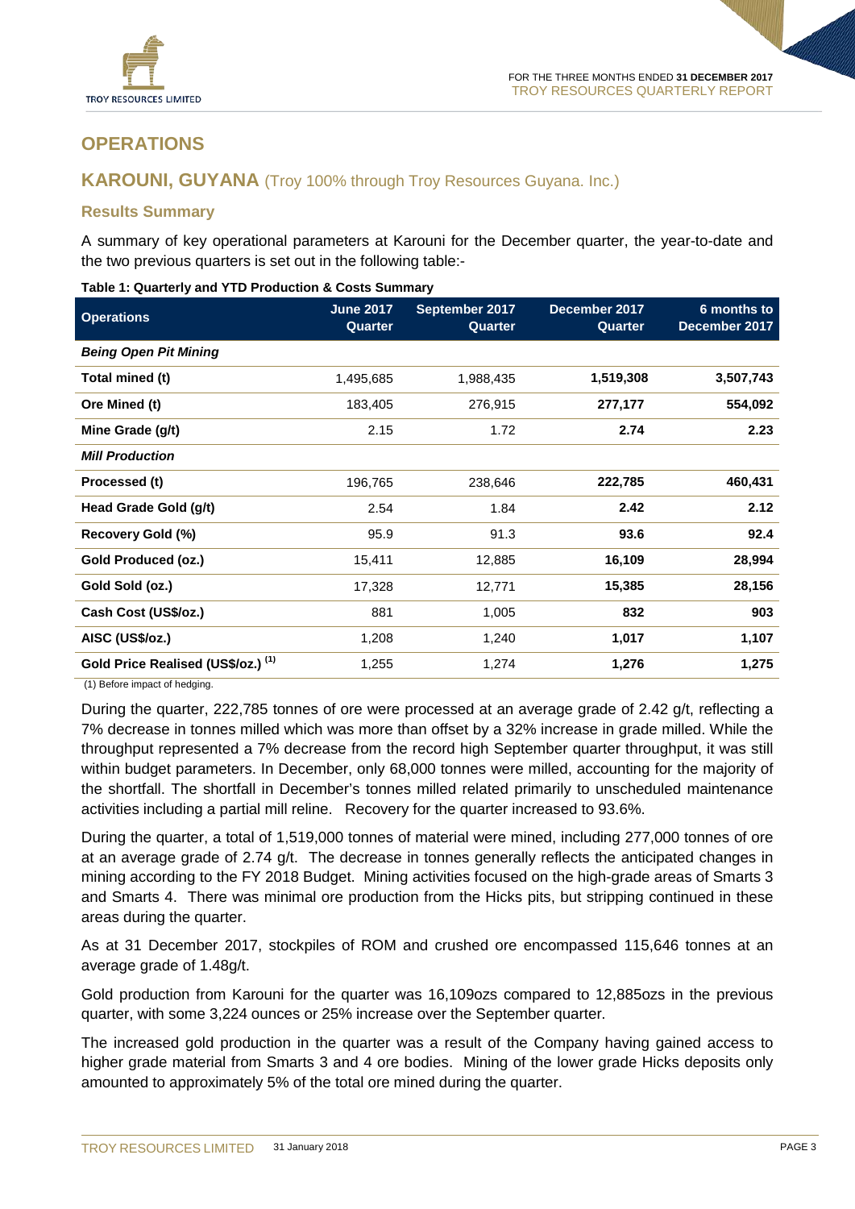## OPERATIONS

## KAROUNI, GUYANA (Troy 100% through Troy Resources Guyana. Inc.)

### Results Summary

A summary of key operational parameters at Karouni for the December quarter, the year-to-date and the two previous quarters is set out in the following table:-

**Table 1: Quarterly and YTD Production & Costs Summary**

| Operations | June 2017 Quarter | September 2017 Quarter | December 2017 Quarter | 6 months to December 2017 |
|---|---|---|---|---|
| ***Being Open Pit Mining*** | | | | |
| **Total mined (t)** | 1,495,685 | 1,988,435 | **1,519,308** | **3,507,743** |
| **Ore Mined (t)** | 183,405 | 276,915 | **277,177** | **554,092** |
| **Mine Grade (g/t)** | 2.15 | 1.72 | **2.74** | **2.23** |
| ***Mill Production*** | | | | |
| **Processed (t)** | 196,765 | 238,646 | **222,785** | **460,431** |
| **Head Grade Gold (g/t)** | 2.54 | 1.84 | **2.42** | **2.12** |
| **Recovery Gold (%)** | 95.9 | 91.3 | **93.6** | **92.4** |
| **Gold Produced (oz.)** | 15,411 | 12,885 | **16,109** | **28,994** |
| **Gold Sold (oz.)** | 17,328 | 12,771 | **15,385** | **28,156** |
| **Cash Cost (US$/oz.)** | 881 | 1,005 | **832** | **903** |
| **AISC (US$/oz.)** | 1,208 | 1,240 | **1,017** | **1,107** |
| **Gold Price Realised (US$/oz.) (1)** | 1,255 | 1,274 | **1,276** | **1,275** |

(1) Before impact of hedging.

During the quarter, 222,785 tonnes of ore were processed at an average grade of 2.42 g/t, reflecting a 7% decrease in tonnes milled which was more than offset by a 32% increase in grade milled. While the throughput represented a 7% decrease from the record high September quarter throughput, it was still within budget parameters. In December, only 68,000 tonnes were milled, accounting for the majority of the shortfall. The shortfall in December's tonnes milled related primarily to unscheduled maintenance activities including a partial mill reline. Recovery for the quarter increased to 93.6%.

During the quarter, a total of 1,519,000 tonnes of material were mined, including 277,000 tonnes of ore at an average grade of 2.74 g/t. The decrease in tonnes generally reflects the anticipated changes in mining according to the FY 2018 Budget. Mining activities focused on the high-grade areas of Smarts 3 and Smarts 4. There was minimal ore production from the Hicks pits, but stripping continued in these areas during the quarter.

As at 31 December 2017, stockpiles of ROM and crushed ore encompassed 115,646 tonnes at an average grade of 1.48g/t.

Gold production from Karouni for the quarter was 16,109ozs compared to 12,885ozs in the previous quarter, with some 3,224 ounces or 25% increase over the September quarter.

The increased gold production in the quarter was a result of the Company having gained access to higher grade material from Smarts 3 and 4 ore bodies. Mining of the lower grade Hicks deposits only amounted to approximately 5% of the total ore mined during the quarter.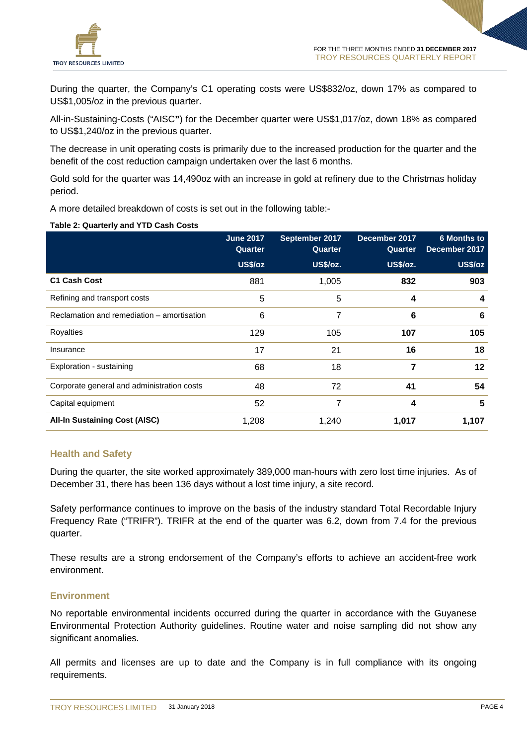During the quarter, the Company's C1 operating costs were US$832/oz, down 17% as compared to US$1,005/oz in the previous quarter.

All-in-Sustaining-Costs ("AISC") for the December quarter were US$1,017/oz, down 18% as compared to US$1,240/oz in the previous quarter.

The decrease in unit operating costs is primarily due to the increased production for the quarter and the benefit of the cost reduction campaign undertaken over the last 6 months.

Gold sold for the quarter was 14,490oz with an increase in gold at refinery due to the Christmas holiday period.

A more detailed breakdown of costs is set out in the following table:-

**Table 2: Quarterly and YTD Cash Costs**

| | June 2017 Quarter US$/oz | September 2017 Quarter US$/oz. | December 2017 Quarter US$/oz. | 6 Months to December 2017 US$/oz |
|---|---|---|---|---|
| **C1 Cash Cost** | 881 | 1,005 | **832** | **903** |
| Refining and transport costs | 5 | 5 | **4** | **4** |
| Reclamation and remediation – amortisation | 6 | 7 | **6** | **6** |
| Royalties | 129 | 105 | **107** | **105** |
| Insurance | 17 | 21 | **16** | **18** |
| Exploration - sustaining | 68 | 18 | **7** | **12** |
| Corporate general and administration costs | 48 | 72 | **41** | **54** |
| Capital equipment | 52 | 7 | **4** | **5** |
| **All-In Sustaining Cost (AISC)** | 1,208 | 1,240 | **1,017** | **1,107** |

## Health and Safety

During the quarter, the site worked approximately 389,000 man-hours with zero lost time injuries. As of December 31, there has been 136 days without a lost time injury, a site record.

Safety performance continues to improve on the basis of the industry standard Total Recordable Injury Frequency Rate ("TRIFR"). TRIFR at the end of the quarter was 6.2, down from 7.4 for the previous quarter.

These results are a strong endorsement of the Company's efforts to achieve an accident-free work environment.

## Environment

No reportable environmental incidents occurred during the quarter in accordance with the Guyanese Environmental Protection Authority guidelines. Routine water and noise sampling did not show any significant anomalies.

All permits and licenses are up to date and the Company is in full compliance with its ongoing requirements.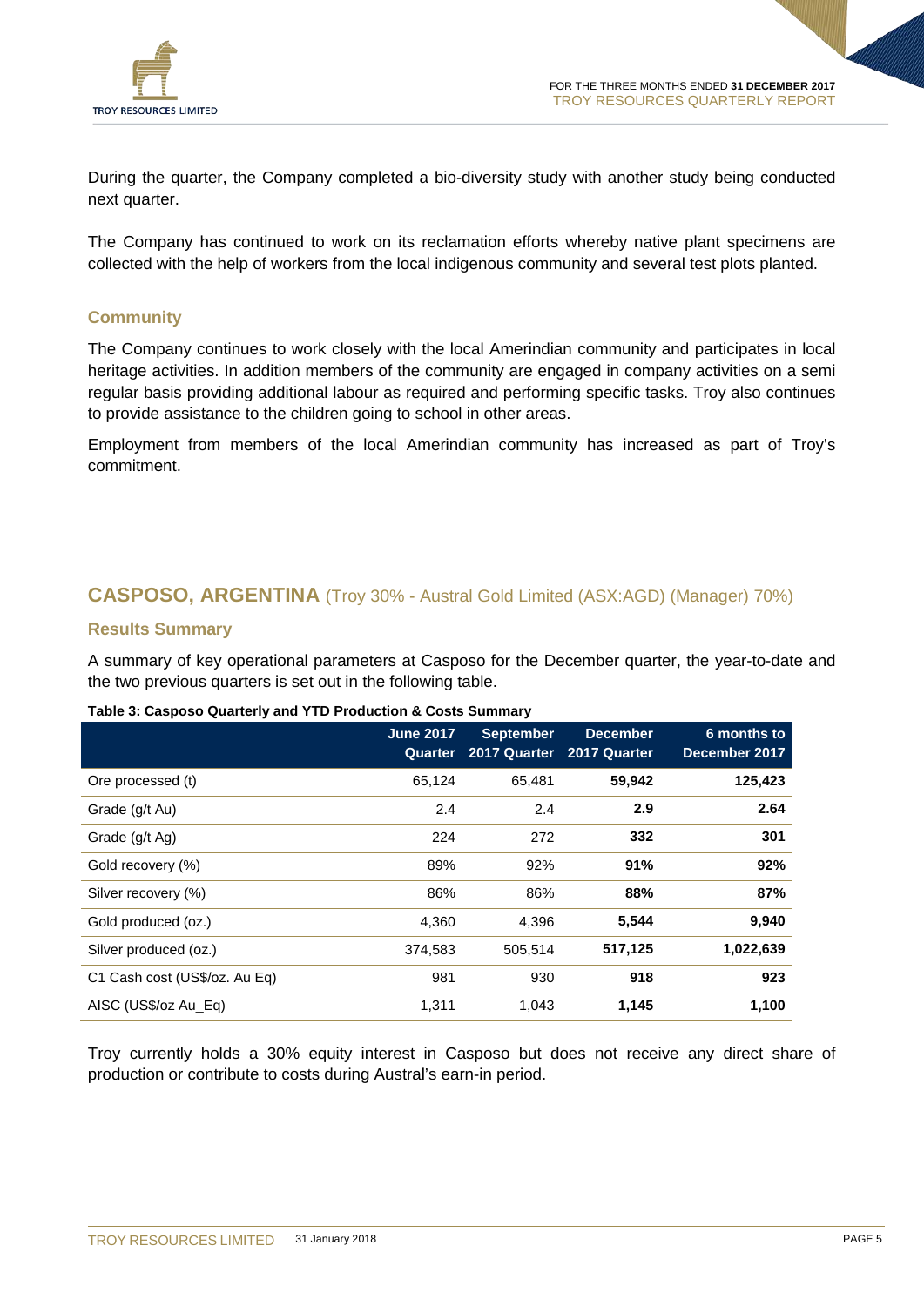During the quarter, the Company completed a bio-diversity study with another study being conducted next quarter.

The Company has continued to work on its reclamation efforts whereby native plant specimens are collected with the help of workers from the local indigenous community and several test plots planted.

### Community

The Company continues to work closely with the local Amerindian community and participates in local heritage activities. In addition members of the community are engaged in company activities on a semi regular basis providing additional labour as required and performing specific tasks. Troy also continues to provide assistance to the children going to school in other areas.

Employment from members of the local Amerindian community has increased as part of Troy's commitment.

## CASPOSO, ARGENTINA (Troy 30% - Austral Gold Limited (ASX:AGD) (Manager) 70%)

### Results Summary

A summary of key operational parameters at Casposo for the December quarter, the year-to-date and the two previous quarters is set out in the following table.

**Table 3: Casposo Quarterly and YTD Production & Costs Summary**

| | June 2017 Quarter | September 2017 Quarter | December 2017 Quarter | 6 months to December 2017 |
|---|---|---|---|---|
| Ore processed (t) | 65,124 | 65,481 | **59,942** | **125,423** |
| Grade (g/t Au) | 2.4 | 2.4 | **2.9** | **2.64** |
| Grade (g/t Ag) | 224 | 272 | **332** | **301** |
| Gold recovery (%) | 89% | 92% | **91%** | **92%** |
| Silver recovery (%) | 86% | 86% | **88%** | **87%** |
| Gold produced (oz.) | 4,360 | 4,396 | **5,544** | **9,940** |
| Silver produced (oz.) | 374,583 | 505,514 | **517,125** | **1,022,639** |
| C1 Cash cost (US$/oz. Au Eq) | 981 | 930 | **918** | **923** |
| AISC (US$/oz Au_Eq) | 1,311 | 1,043 | **1,145** | **1,100** |

Troy currently holds a 30% equity interest in Casposo but does not receive any direct share of production or contribute to costs during Austral's earn-in period.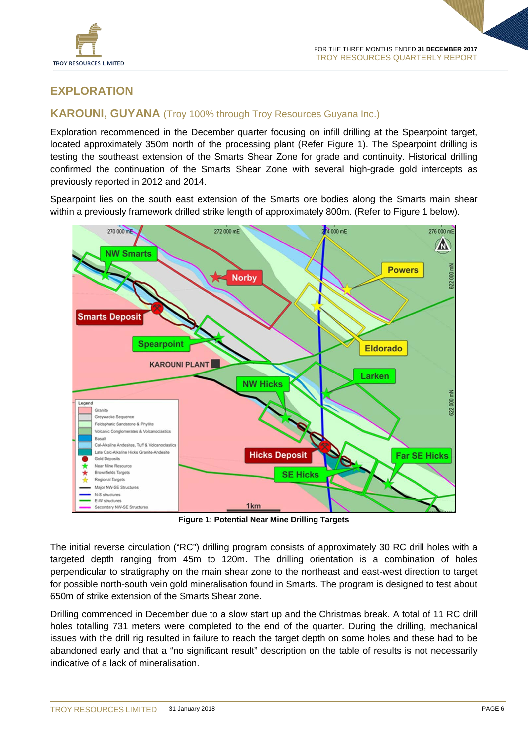## EXPLORATION

### KAROUNI, GUYANA (Troy 100% through Troy Resources Guyana Inc.)

Exploration recommenced in the December quarter focusing on infill drilling at the Spearpoint target, located approximately 350m north of the processing plant (Refer Figure 1). The Spearpoint drilling is testing the southeast extension of the Smarts Shear Zone for grade and continuity. Historical drilling confirmed the continuation of the Smarts Shear Zone with several high-grade gold intercepts as previously reported in 2012 and 2014.

Spearpoint lies on the south east extension of the Smarts ore bodies along the Smarts main shear within a previously framework drilled strike length of approximately 800m. (Refer to Figure 1 below).

**Figure 1: Potential Near Mine Drilling Targets**

The initial reverse circulation ("RC") drilling program consists of approximately 30 RC drill holes with a targeted depth ranging from 45m to 120m. The drilling orientation is a combination of holes perpendicular to stratigraphy on the main shear zone to the northeast and east-west direction to target for possible north-south vein gold mineralisation found in Smarts. The program is designed to test about 650m of strike extension of the Smarts Shear zone.

Drilling commenced in December due to a slow start up and the Christmas break. A total of 11 RC drill holes totalling 731 meters were completed to the end of the quarter. During the drilling, mechanical issues with the drill rig resulted in failure to reach the target depth on some holes and these had to be abandoned early and that a "no significant result" description on the table of results is not necessarily indicative of a lack of mineralisation.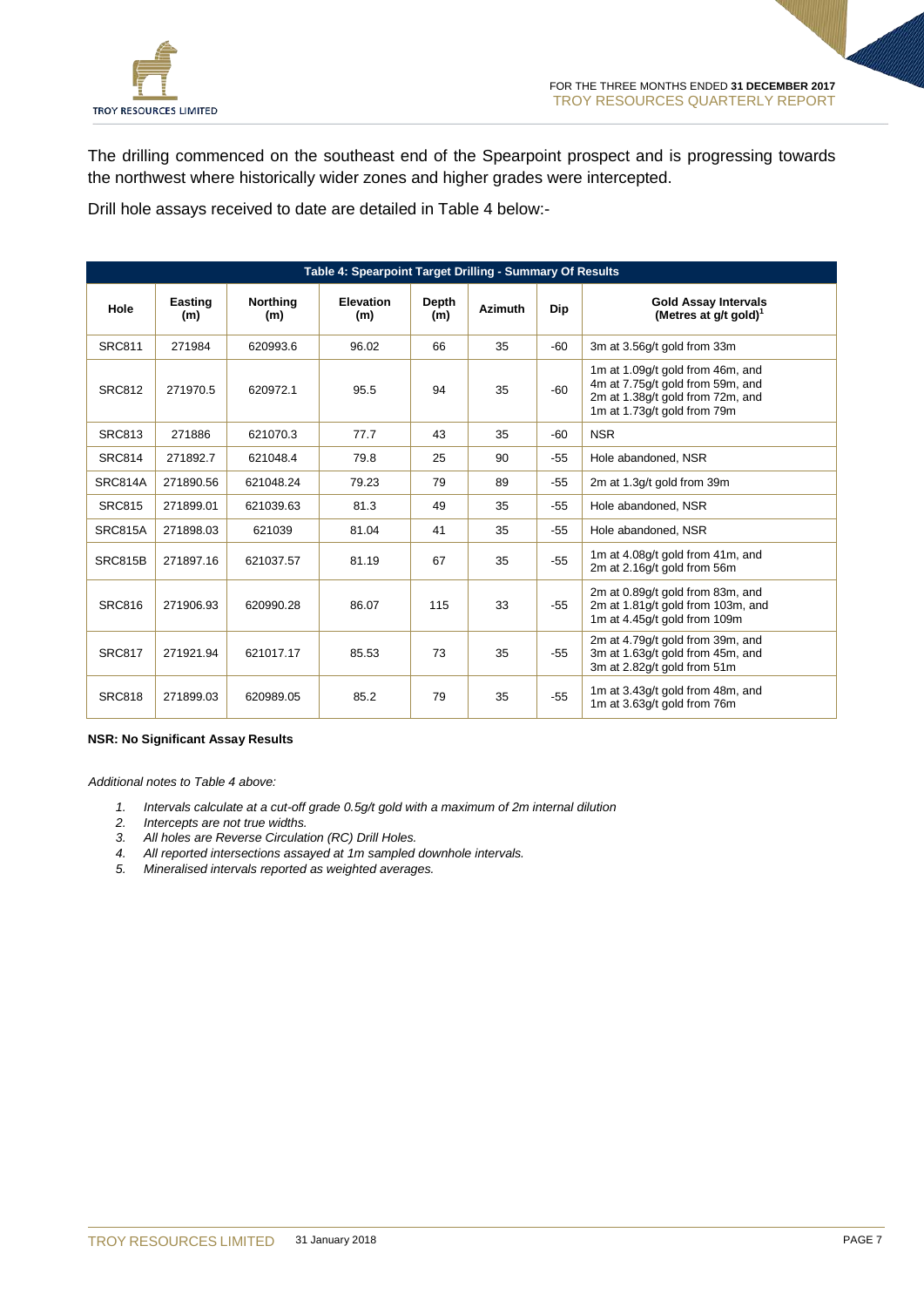The drilling commenced on the southeast end of the Spearpoint prospect and is progressing towards the northwest where historically wider zones and higher grades were intercepted.

Drill hole assays received to date are detailed in Table 4 below:-

**Table 4: Spearpoint Target Drilling - Summary Of Results**

| Hole | Easting (m) | Northing (m) | Elevation (m) | Depth (m) | Azimuth | Dip | Gold Assay Intervals (Metres at g/t gold)[1] |
|---|---|---|---|---|---|---|---|
| SRC811 | 271984 | 620993.6 | 96.02 | 66 | 35 | -60 | 3m at 3.56g/t gold from 33m |
| SRC812 | 271970.5 | 620972.1 | 95.5 | 94 | 35 | -60 | 1m at 1.09g/t gold from 46m, and 4m at 7.75g/t gold from 59m, and 2m at 1.38g/t gold from 72m, and 1m at 1.73g/t gold from 79m |
| SRC813 | 271886 | 621070.3 | 77.7 | 43 | 35 | -60 | NSR |
| SRC814 | 271892.7 | 621048.4 | 79.8 | 25 | 90 | -55 | Hole abandoned, NSR |
| SRC814A | 271890.56 | 621048.24 | 79.23 | 79 | 89 | -55 | 2m at 1.3g/t gold from 39m |
| SRC815 | 271899.01 | 621039.63 | 81.3 | 49 | 35 | -55 | Hole abandoned, NSR |
| SRC815A | 271898.03 | 621039 | 81.04 | 41 | 35 | -55 | Hole abandoned, NSR |
| SRC815B | 271897.16 | 621037.57 | 81.19 | 67 | 35 | -55 | 1m at 4.08g/t gold from 41m, and 2m at 2.16g/t gold from 56m |
| SRC816 | 271906.93 | 620990.28 | 86.07 | 115 | 33 | -55 | 2m at 0.89g/t gold from 83m, and 2m at 1.81g/t gold from 103m, and 1m at 4.45g/t gold from 109m |
| SRC817 | 271921.94 | 621017.17 | 85.53 | 73 | 35 | -55 | 2m at 4.79g/t gold from 39m, and 3m at 1.63g/t gold from 45m, and 3m at 2.82g/t gold from 51m |
| SRC818 | 271899.03 | 620989.05 | 85.2 | 79 | 35 | -55 | 1m at 3.43g/t gold from 48m, and 1m at 3.63g/t gold from 76m |

**NSR: No Significant Assay Results**

*Additional notes to Table 4 above:*

1. *Intervals calculate at a cut-off grade 0.5g/t gold with a maximum of 2m internal dilution*
2. *Intercepts are not true widths.*
3. *All holes are Reverse Circulation (RC) Drill Holes.*
4. *All reported intersections assayed at 1m sampled downhole intervals.*
5. *Mineralised intervals reported as weighted averages.*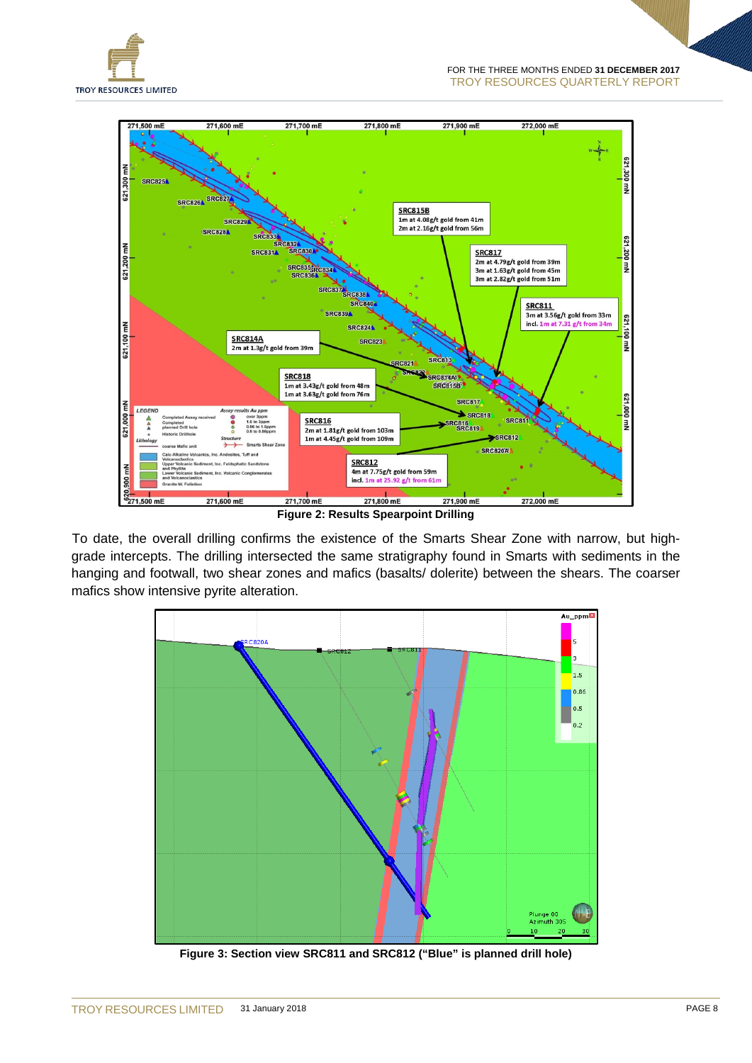Figure 2: Results Spearpoint Drilling

To date, the overall drilling confirms the existence of the Smarts Shear Zone with narrow, but high-grade intercepts. The drilling intersected the same stratigraphy found in Smarts with sediments in the hanging and footwall, two shear zones and mafics (basalts/ dolerite) between the shears. The coarser mafics show intensive pyrite alteration.

Figure 3: Section view SRC811 and SRC812 ("Blue" is planned drill hole)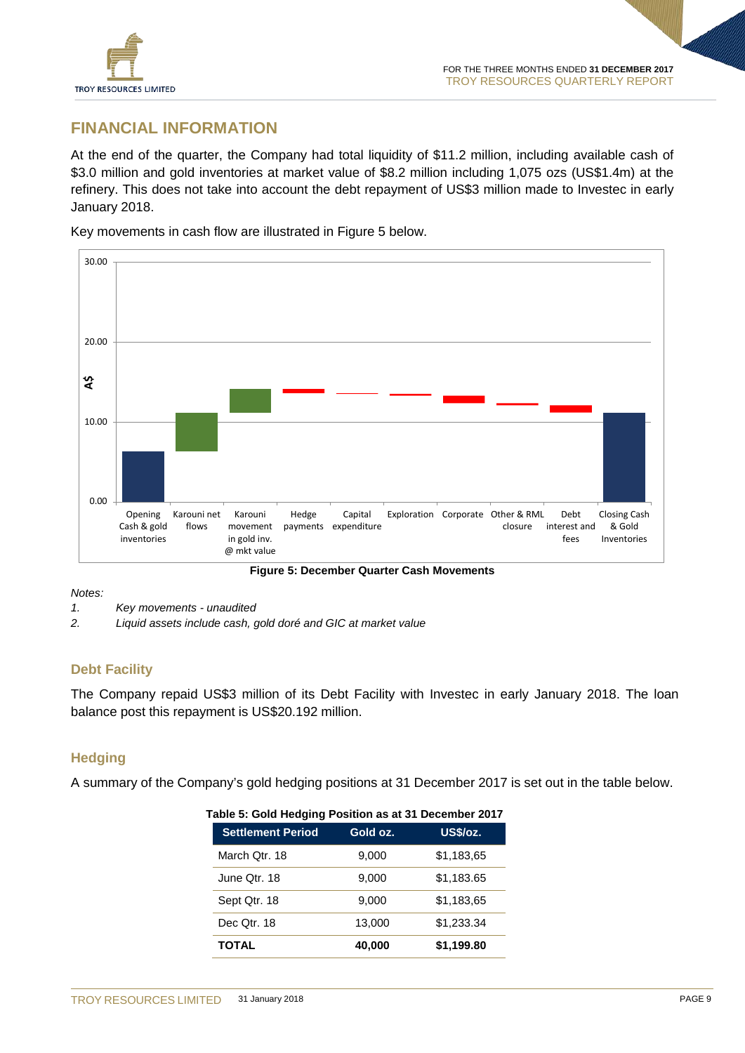## FINANCIAL INFORMATION

At the end of the quarter, the Company had total liquidity of $11.2 million, including available cash of $3.0 million and gold inventories at market value of $8.2 million including 1,075 ozs (US$1.4m) at the refinery. This does not take into account the debt repayment of US$3 million made to Investec in early January 2018.

Key movements in cash flow are illustrated in Figure 5 below.

**Figure 5: December Quarter Cash Movements**

*Notes:*

1. *Key movements - unaudited*
2. *Liquid assets include cash, gold doré and GIC at market value*

### Debt Facility

The Company repaid US$3 million of its Debt Facility with Investec in early January 2018. The loan balance post this repayment is US$20.192 million.

### Hedging

A summary of the Company's gold hedging positions at 31 December 2017 is set out in the table below.

**Table 5: Gold Hedging Position as at 31 December 2017**

| Settlement Period | Gold oz. | US$/oz. |
|---|---|---|
| March Qtr. 18 | 9,000 | $1,183,65 |
| June Qtr. 18 | 9,000 | $1,183.65 |
| Sept Qtr. 18 | 9,000 | $1,183,65 |
| Dec Qtr. 18 | 13,000 | $1,233.34 |
| **TOTAL** | **40,000** | **$1,199.80** |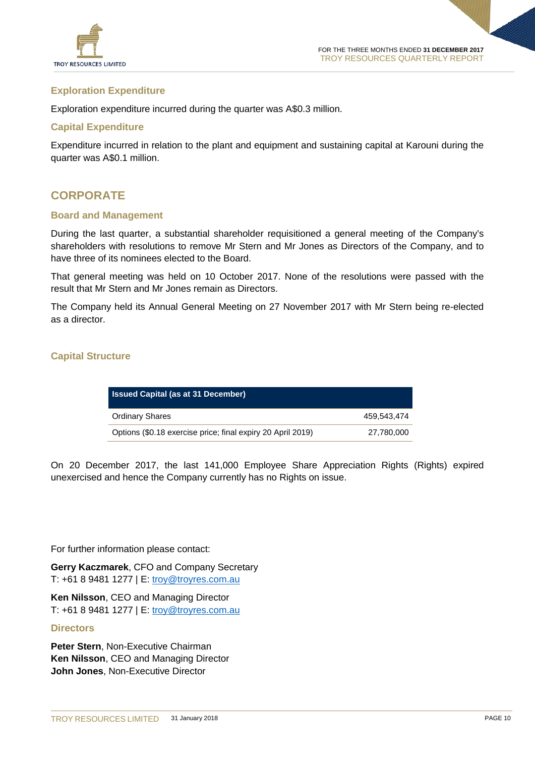### Exploration Expenditure

Exploration expenditure incurred during the quarter was A$0.3 million.

### Capital Expenditure

Expenditure incurred in relation to the plant and equipment and sustaining capital at Karouni during the quarter was A$0.1 million.

## CORPORATE

### Board and Management

During the last quarter, a substantial shareholder requisitioned a general meeting of the Company's shareholders with resolutions to remove Mr Stern and Mr Jones as Directors of the Company, and to have three of its nominees elected to the Board.

That general meeting was held on 10 October 2017. None of the resolutions were passed with the result that Mr Stern and Mr Jones remain as Directors.

The Company held its Annual General Meeting on 27 November 2017 with Mr Stern being re-elected as a director.

### Capital Structure

| Issued Capital (as at 31 December) | |
|---|---|
| Ordinary Shares | 459,543,474 |
| Options ($0.18 exercise price; final expiry 20 April 2019) | 27,780,000 |

On 20 December 2017, the last 141,000 Employee Share Appreciation Rights (Rights) expired unexercised and hence the Company currently has no Rights on issue.

For further information please contact:

**Gerry Kaczmarek**, CFO and Company Secretary
T: +61 8 9481 1277 | E: troy@troyres.com.au

**Ken Nilsson**, CEO and Managing Director
T: +61 8 9481 1277 | E: troy@troyres.com.au

### Directors

**Peter Stern**, Non-Executive Chairman
**Ken Nilsson**, CEO and Managing Director
**John Jones**, Non-Executive Director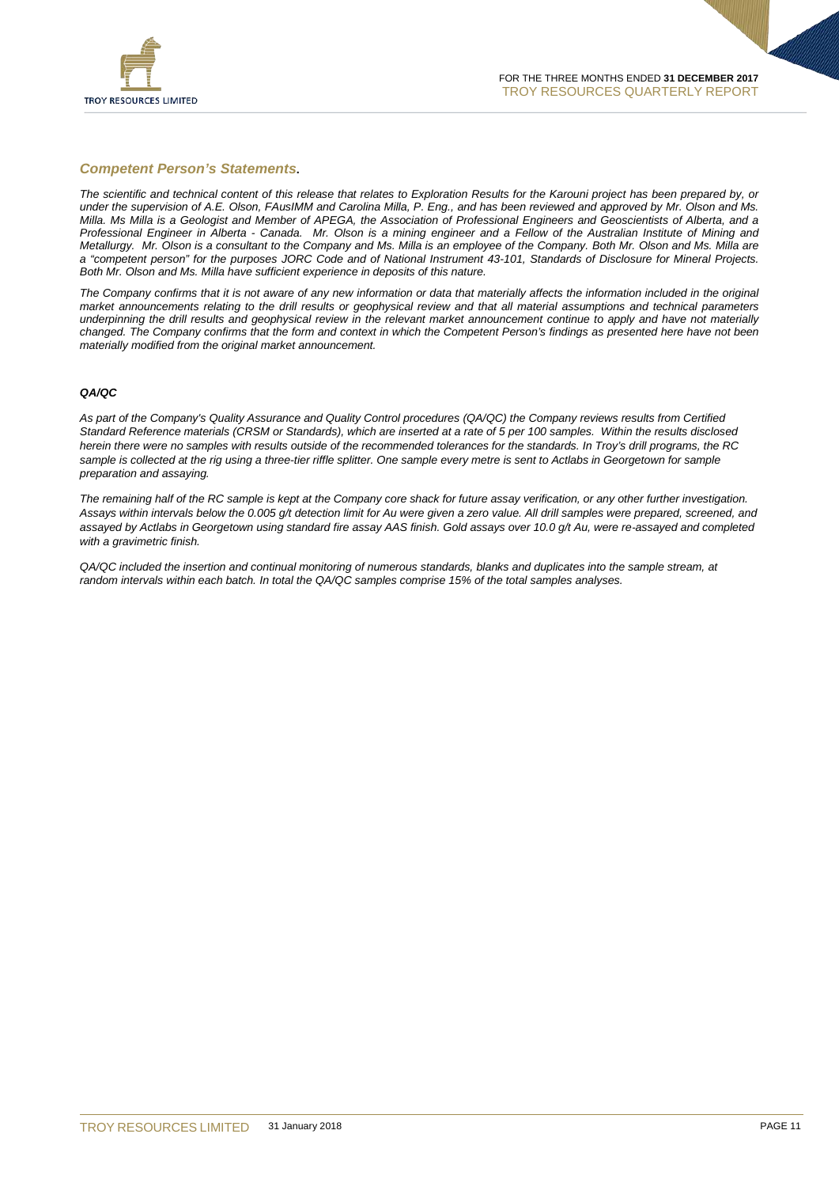### *Competent Person's Statements.*

*The scientific and technical content of this release that relates to Exploration Results for the Karouni project has been prepared by, or under the supervision of A.E. Olson, FAusIMM and Carolina Milla, P. Eng., and has been reviewed and approved by Mr. Olson and Ms. Milla. Ms Milla is a Geologist and Member of APEGA, the Association of Professional Engineers and Geoscientists of Alberta, and a Professional Engineer in Alberta - Canada. Mr. Olson is a mining engineer and a Fellow of the Australian Institute of Mining and Metallurgy. Mr. Olson is a consultant to the Company and Ms. Milla is an employee of the Company. Both Mr. Olson and Ms. Milla are a "competent person" for the purposes JORC Code and of National Instrument 43-101, Standards of Disclosure for Mineral Projects. Both Mr. Olson and Ms. Milla have sufficient experience in deposits of this nature.*

*The Company confirms that it is not aware of any new information or data that materially affects the information included in the original market announcements relating to the drill results or geophysical review and that all material assumptions and technical parameters underpinning the drill results and geophysical review in the relevant market announcement continue to apply and have not materially changed. The Company confirms that the form and context in which the Competent Person's findings as presented here have not been materially modified from the original market announcement.*

#### *QA/QC*

*As part of the Company's Quality Assurance and Quality Control procedures (QA/QC) the Company reviews results from Certified Standard Reference materials (CRSM or Standards), which are inserted at a rate of 5 per 100 samples. Within the results disclosed herein there were no samples with results outside of the recommended tolerances for the standards. In Troy's drill programs, the RC sample is collected at the rig using a three-tier riffle splitter. One sample every metre is sent to Actlabs in Georgetown for sample preparation and assaying.*

*The remaining half of the RC sample is kept at the Company core shack for future assay verification, or any other further investigation. Assays within intervals below the 0.005 g/t detection limit for Au were given a zero value. All drill samples were prepared, screened, and assayed by Actlabs in Georgetown using standard fire assay AAS finish. Gold assays over 10.0 g/t Au, were re-assayed and completed with a gravimetric finish.*

*QA/QC included the insertion and continual monitoring of numerous standards, blanks and duplicates into the sample stream, at random intervals within each batch. In total the QA/QC samples comprise 15% of the total samples analyses.*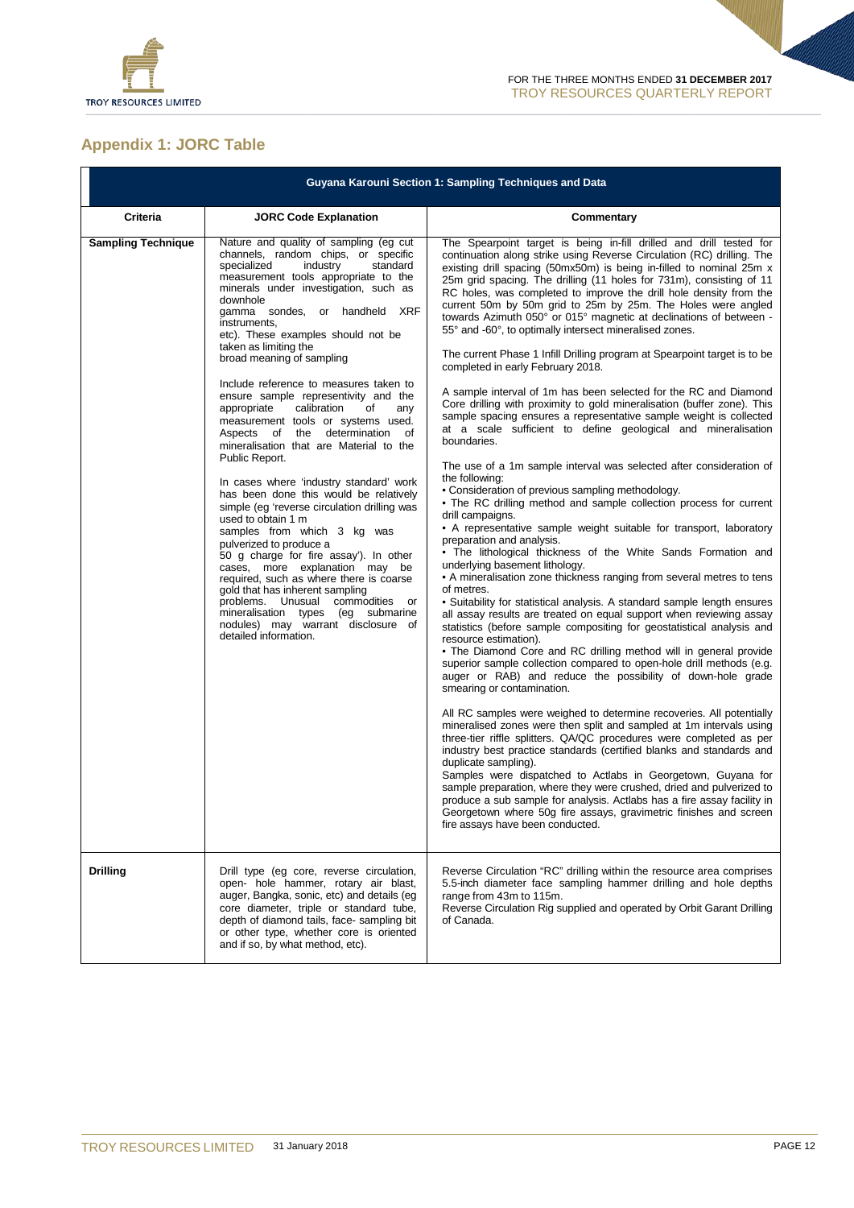## Appendix 1: JORC Table

| Guyana Karouni Section 1: Sampling Techniques and Data | | |
|---|---|---|
| **Criteria** | **JORC Code Explanation** | **Commentary** |
| **Sampling Technique** | Nature and quality of sampling (eg cut channels, random chips, or specific specialized industry standard measurement tools appropriate to the minerals under investigation, such as downhole gamma sondes, or handheld XRF instruments, etc). These examples should not be taken as limiting the broad meaning of sampling<br><br>Include reference to measures taken to ensure sample representivity and the appropriate calibration of any measurement tools or systems used. Aspects of the determination of mineralisation that are Material to the Public Report.<br><br>In cases where 'industry standard' work has been done this would be relatively simple (eg 'reverse circulation drilling was used to obtain 1 m samples from which 3 kg was pulverized to produce a 50 g charge for fire assay'). In other cases, more explanation may be required, such as where there is coarse gold that has inherent sampling problems. Unusual commodities or mineralisation types (eg submarine nodules) may warrant disclosure of detailed information. | The Spearpoint target is being in-fill drilled and drill tested for continuation along strike using Reverse Circulation (RC) drilling. The existing drill spacing (50mx50m) is being in-filled to nominal 25m x 25m grid spacing. The drilling (11 holes for 731m), consisting of 11 RC holes, was completed to improve the drill hole density from the current 50m by 50m grid to 25m by 25m. The Holes were angled towards Azimuth 050° or 015° magnetic at declinations of between -55° and -60°, to optimally intersect mineralised zones.<br><br>The current Phase 1 Infill Drilling program at Spearpoint target is to be completed in early February 2018.<br><br>A sample interval of 1m has been selected for the RC and Diamond Core drilling with proximity to gold mineralisation (buffer zone). This sample spacing ensures a representative sample weight is collected at a scale sufficient to define geological and mineralisation boundaries.<br><br>The use of a 1m sample interval was selected after consideration of the following:<br>• Consideration of previous sampling methodology.<br>• The RC drilling method and sample collection process for current drill campaigns.<br>• A representative sample weight suitable for transport, laboratory preparation and analysis.<br>• The lithological thickness of the White Sands Formation and underlying basement lithology.<br>• A mineralisation zone thickness ranging from several metres to tens of metres.<br>• Suitability for statistical analysis. A standard sample length ensures all assay results are treated on equal support when reviewing assay statistics (before sample compositing for geostatistical analysis and resource estimation).<br>• The Diamond Core and RC drilling method will in general provide superior sample collection compared to open-hole drill methods (e.g. auger or RAB) and reduce the possibility of down-hole grade smearing or contamination.<br><br>All RC samples were weighed to determine recoveries. All potentially mineralised zones were then split and sampled at 1m intervals using three-tier riffle splitters. QA/QC procedures were completed as per industry best practice standards (certified blanks and standards and duplicate sampling).<br>Samples were dispatched to Actlabs in Georgetown, Guyana for sample preparation, where they were crushed, dried and pulverized to produce a sub sample for analysis. Actlabs has a fire assay facility in Georgetown where 50g fire assays, gravimetric finishes and screen fire assays have been conducted. |
| **Drilling** | Drill type (eg core, reverse circulation, open- hole hammer, rotary air blast, auger, Bangka, sonic, etc) and details (eg core diameter, triple or standard tube, depth of diamond tails, face- sampling bit or other type, whether core is oriented and if so, by what method, etc). | Reverse Circulation "RC" drilling within the resource area comprises 5.5-inch diameter face sampling hammer drilling and hole depths range from 43m to 115m.<br>Reverse Circulation Rig supplied and operated by Orbit Garant Drilling of Canada. |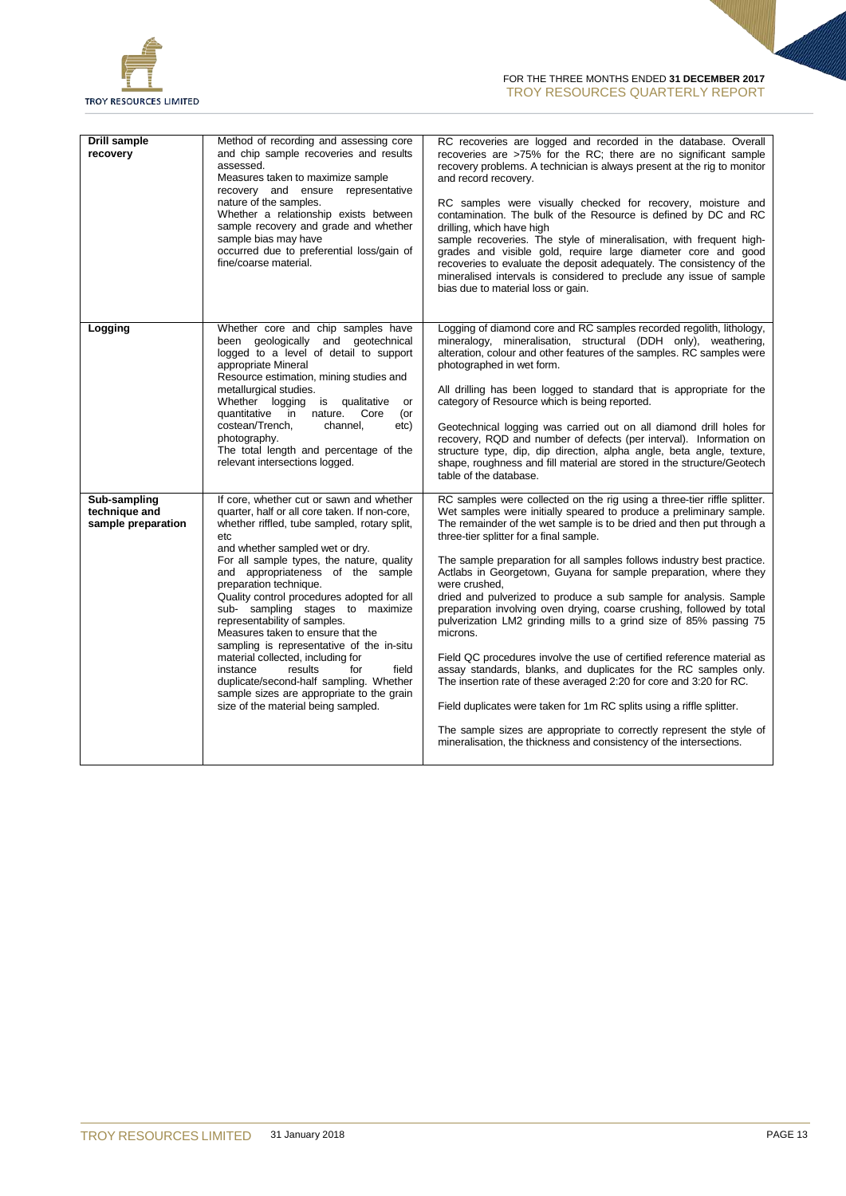| Drill sample recovery | Method of recording and assessing core and chip sample recoveries and results assessed. Measures taken to maximize sample recovery and ensure representative nature of the samples. Whether a relationship exists between sample recovery and grade and whether sample bias may have occurred due to preferential loss/gain of fine/coarse material. | RC recoveries are logged and recorded in the database. Overall recoveries are >75% for the RC; there are no significant sample recovery problems. A technician is always present at the rig to monitor and record recovery.<br><br>RC samples were visually checked for recovery, moisture and contamination. The bulk of the Resource is defined by DC and RC drilling, which have high sample recoveries. The style of mineralisation, with frequent high-grades and visible gold, require large diameter core and good recoveries to evaluate the deposit adequately. The consistency of the mineralised intervals is considered to preclude any issue of sample bias due to material loss or gain. |
|---|---|---|
| Logging | Whether core and chip samples have been geologically and geotechnical logged to a level of detail to support appropriate Mineral Resource estimation, mining studies and metallurgical studies. Whether logging is qualitative or quantitative in nature. Core (or costean/Trench, channel, etc) photography. The total length and percentage of the relevant intersections logged. | Logging of diamond core and RC samples recorded regolith, lithology, mineralogy, mineralisation, structural (DDH only), weathering, alteration, colour and other features of the samples. RC samples were photographed in wet form.<br><br>All drilling has been logged to standard that is appropriate for the category of Resource which is being reported.<br><br>Geotechnical logging was carried out on all diamond drill holes for recovery, RQD and number of defects (per interval). Information on structure type, dip, dip direction, alpha angle, beta angle, texture, shape, roughness and fill material are stored in the structure/Geotech table of the database. |
| Sub-sampling technique and sample preparation | If core, whether cut or sawn and whether quarter, half or all core taken. If non-core, whether riffled, tube sampled, rotary split, etc and whether sampled wet or dry. For all sample types, the nature, quality and appropriateness of the sample preparation technique. Quality control procedures adopted for all sub- sampling stages to maximize representability of samples. Measures taken to ensure that the sampling is representative of the in-situ material collected, including for instance results for field duplicate/second-half sampling. Whether sample sizes are appropriate to the grain size of the material being sampled. | RC samples were collected on the rig using a three-tier riffle splitter. Wet samples were initially speared to produce a preliminary sample. The remainder of the wet sample is to be dried and then put through a three-tier splitter for a final sample.<br><br>The sample preparation for all samples follows industry best practice. Actlabs in Georgetown, Guyana for sample preparation, where they were crushed, dried and pulverized to produce a sub sample for analysis. Sample preparation involving oven drying, coarse crushing, followed by total pulverization LM2 grinding mills to a grind size of 85% passing 75 microns.<br><br>Field QC procedures involve the use of certified reference material as assay standards, blanks, and duplicates for the RC samples only. The insertion rate of these averaged 2:20 for core and 3:20 for RC.<br><br>Field duplicates were taken for 1m RC splits using a riffle splitter.<br><br>The sample sizes are appropriate to correctly represent the style of mineralisation, the thickness and consistency of the intersections. |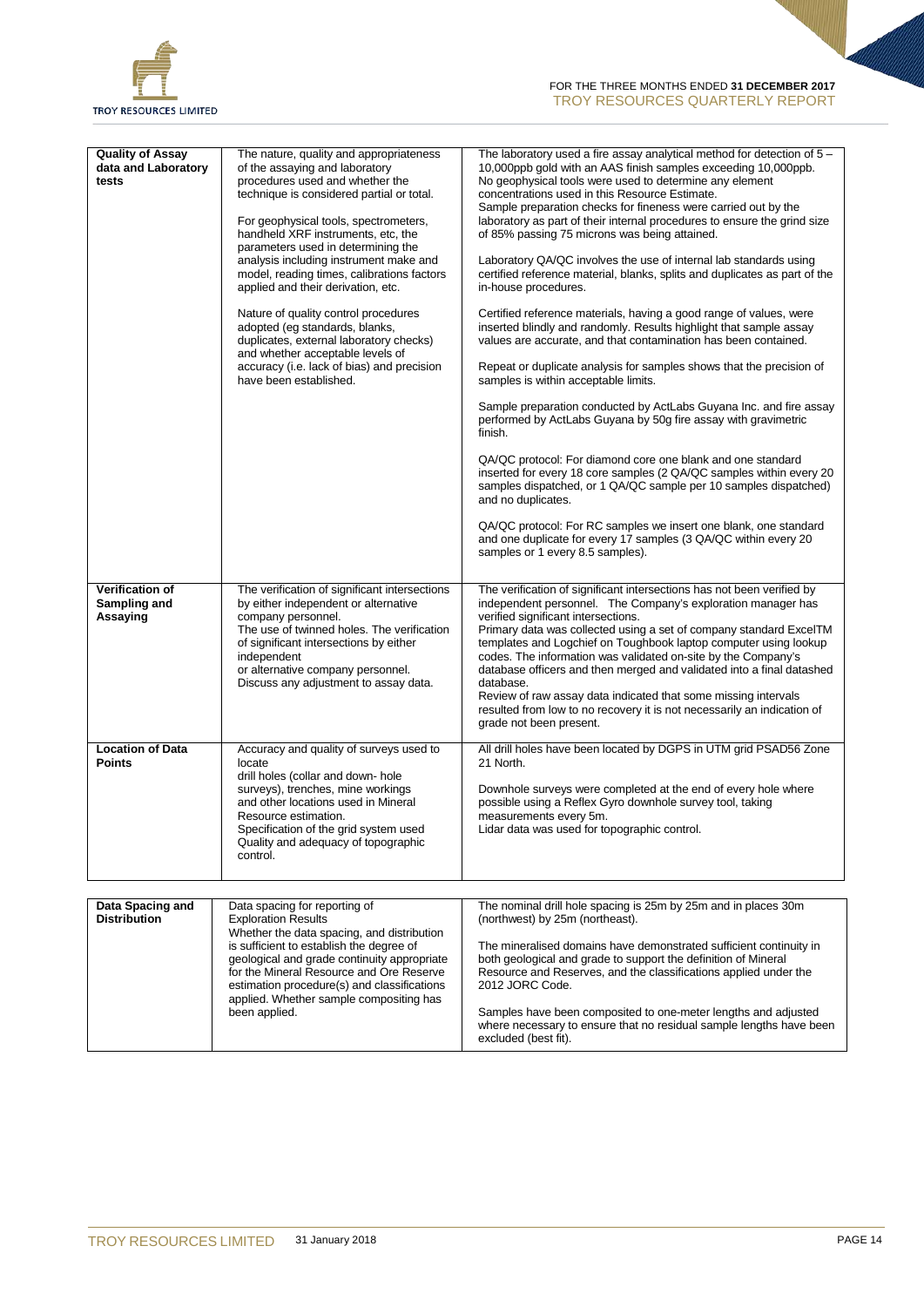| | | |
|---|---|---|
| **Quality of Assay data and Laboratory tests** | The nature, quality and appropriateness of the assaying and laboratory procedures used and whether the technique is considered partial or total.<br><br>For geophysical tools, spectrometers, handheld XRF instruments, etc, the parameters used in determining the analysis including instrument make and model, reading times, calibrations factors applied and their derivation, etc.<br><br>Nature of quality control procedures adopted (eg standards, blanks, duplicates, external laboratory checks) and whether acceptable levels of accuracy (i.e. lack of bias) and precision have been established. | The laboratory used a fire assay analytical method for detection of 5 – 10,000ppb gold with an AAS finish samples exceeding 10,000ppb. No geophysical tools were used to determine any element concentrations used in this Resource Estimate. Sample preparation checks for fineness were carried out by the laboratory as part of their internal procedures to ensure the grind size of 85% passing 75 microns was being attained.<br><br>Laboratory QA/QC involves the use of internal lab standards using certified reference material, blanks, splits and duplicates as part of the in-house procedures.<br><br>Certified reference materials, having a good range of values, were inserted blindly and randomly. Results highlight that sample assay values are accurate, and that contamination has been contained.<br><br>Repeat or duplicate analysis for samples shows that the precision of samples is within acceptable limits.<br><br>Sample preparation conducted by ActLabs Guyana Inc. and fire assay performed by ActLabs Guyana by 50g fire assay with gravimetric finish.<br><br>QA/QC protocol: For diamond core one blank and one standard inserted for every 18 core samples (2 QA/QC samples within every 20 samples dispatched, or 1 QA/QC sample per 10 samples dispatched) and no duplicates.<br><br>QA/QC protocol: For RC samples we insert one blank, one standard and one duplicate for every 17 samples (3 QA/QC within every 20 samples or 1 every 8.5 samples). |
| **Verification of Sampling and Assaying** | The verification of significant intersections by either independent or alternative company personnel.<br>The use of twinned holes. The verification of significant intersections by either independent or alternative company personnel.<br>Discuss any adjustment to assay data. | The verification of significant intersections has not been verified by independent personnel. The Company's exploration manager has verified significant intersections.<br>Primary data was collected using a set of company standard ExcelTM templates and Logchief on Toughbook laptop computer using lookup codes. The information was validated on-site by the Company's database officers and then merged and validated into a final datashed database.<br>Review of raw assay data indicated that some missing intervals resulted from low to no recovery it is not necessarily an indication of grade not been present. |
| **Location of Data Points** | Accuracy and quality of surveys used to locate drill holes (collar and down- hole surveys), trenches, mine workings and other locations used in Mineral Resource estimation.<br>Specification of the grid system used<br>Quality and adequacy of topographic control. | All drill holes have been located by DGPS in UTM grid PSAD56 Zone 21 North.<br><br>Downhole surveys were completed at the end of every hole where possible using a Reflex Gyro downhole survey tool, taking measurements every 5m.<br>Lidar data was used for topographic control. |
| **Data Spacing and Distribution** | Data spacing for reporting of Exploration Results<br>Whether the data spacing, and distribution is sufficient to establish the degree of geological and grade continuity appropriate for the Mineral Resource and Ore Reserve estimation procedure(s) and classifications applied. Whether sample compositing has been applied. | The nominal drill hole spacing is 25m by 25m and in places 30m (northwest) by 25m (northeast).<br><br>The mineralised domains have demonstrated sufficient continuity in both geological and grade to support the definition of Mineral Resource and Reserves, and the classifications applied under the 2012 JORC Code.<br><br>Samples have been composited to one-meter lengths and adjusted where necessary to ensure that no residual sample lengths have been excluded (best fit). |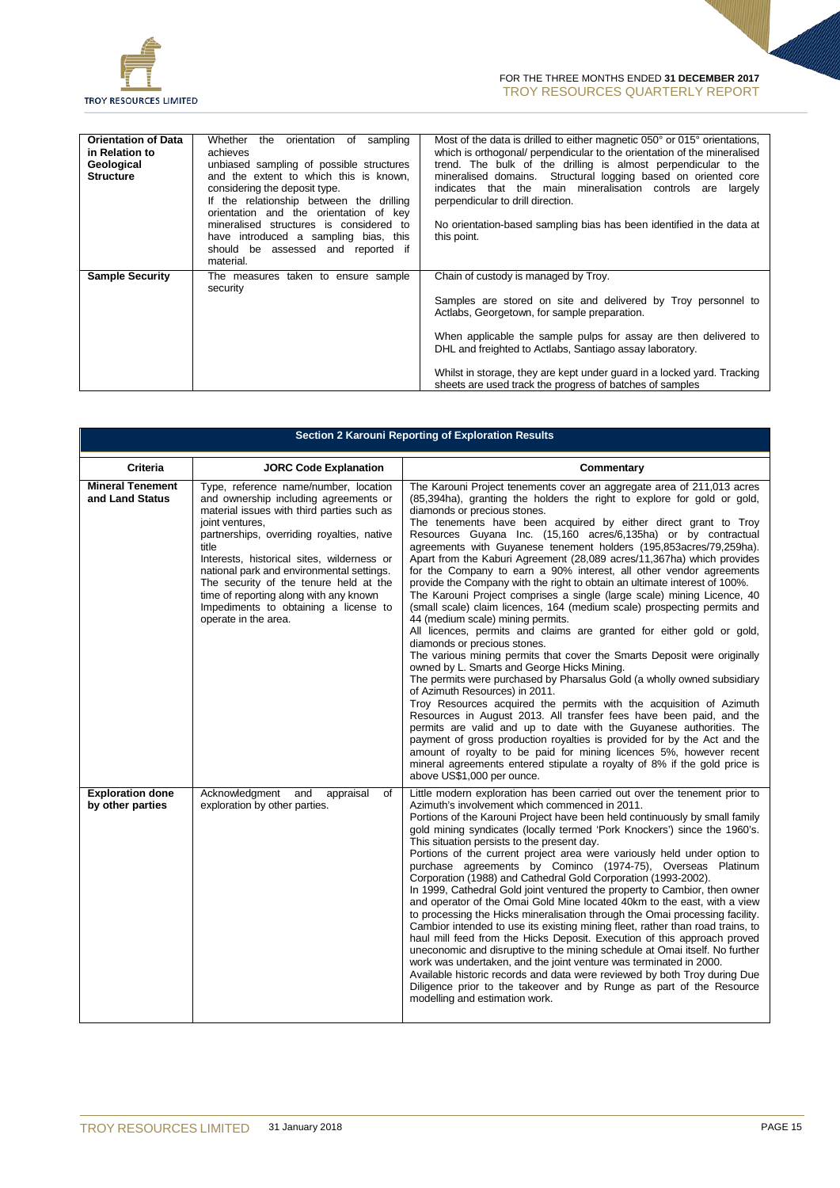| | | |
|---|---|---|
| **Orientation of Data in Relation to Geological Structure** | Whether the orientation of sampling achieves unbiased sampling of possible structures and the extent to which this is known, considering the deposit type.<br>If the relationship between the drilling orientation and the orientation of key mineralised structures is considered to have introduced a sampling bias, this should be assessed and reported if material. | Most of the data is drilled to either magnetic 050° or 015° orientations, which is orthogonal/ perpendicular to the orientation of the mineralised trend. The bulk of the drilling is almost perpendicular to the mineralised domains. Structural logging based on oriented core indicates that the main mineralisation controls are largely perpendicular to drill direction.<br><br>No orientation-based sampling bias has been identified in the data at this point. |
| **Sample Security** | The measures taken to ensure sample security | Chain of custody is managed by Troy.<br><br>Samples are stored on site and delivered by Troy personnel to Actlabs, Georgetown, for sample preparation.<br><br>When applicable the sample pulps for assay are then delivered to DHL and freighted to Actlabs, Santiago assay laboratory.<br><br>Whilst in storage, they are kept under guard in a locked yard. Tracking sheets are used track the progress of batches of samples |

**Section 2 Karouni Reporting of Exploration Results**

| Criteria | JORC Code Explanation | Commentary |
|---|---|---|
| **Mineral Tenement and Land Status** | Type, reference name/number, location and ownership including agreements or material issues with third parties such as joint ventures, partnerships, overriding royalties, native title Interests, historical sites, wilderness or national park and environmental settings.<br>The security of the tenure held at the time of reporting along with any known Impediments to obtaining a license to operate in the area. | The Karouni Project tenements cover an aggregate area of 211,013 acres (85,394ha), granting the holders the right to explore for gold or gold, diamonds or precious stones.<br>The tenements have been acquired by either direct grant to Troy Resources Guyana Inc. (15,160 acres/6,135ha) or by contractual agreements with Guyanese tenement holders (195,853acres/79,259ha). Apart from the Kaburi Agreement (28,089 acres/11,367ha) which provides for the Company to earn a 90% interest, all other vendor agreements provide the Company with the right to obtain an ultimate interest of 100%.<br>The Karouni Project comprises a single (large scale) mining Licence, 40 (small scale) claim licences, 164 (medium scale) prospecting permits and 44 (medium scale) mining permits.<br>All licences, permits and claims are granted for either gold or gold, diamonds or precious stones.<br>The various mining permits that cover the Smarts Deposit were originally owned by L. Smarts and George Hicks Mining.<br>The permits were purchased by Pharsalus Gold (a wholly owned subsidiary of Azimuth Resources) in 2011.<br>Troy Resources acquired the permits with the acquisition of Azimuth Resources in August 2013. All transfer fees have been paid, and the permits are valid and up to date with the Guyanese authorities. The payment of gross production royalties is provided for by the Act and the amount of royalty to be paid for mining licences 5%, however recent mineral agreements entered stipulate a royalty of 8% if the gold price is above US$1,000 per ounce. |
| **Exploration done by other parties** | Acknowledgment and appraisal of exploration by other parties. | Little modern exploration has been carried out over the tenement prior to Azimuth's involvement which commenced in 2011.<br>Portions of the Karouni Project have been held continuously by small family gold mining syndicates (locally termed 'Pork Knockers') since the 1960's. This situation persists to the present day.<br>Portions of the current project area were variously held under option to purchase agreements by Cominco (1974-75), Overseas Platinum Corporation (1988) and Cathedral Gold Corporation (1993-2002).<br>In 1999, Cathedral Gold joint ventured the property to Cambior, then owner and operator of the Omai Gold Mine located 40km to the east, with a view to processing the Hicks mineralisation through the Omai processing facility. Cambior intended to use its existing mining fleet, rather than road trains, to haul mill feed from the Hicks Deposit. Execution of this approach proved uneconomic and disruptive to the mining schedule at Omai itself. No further work was undertaken, and the joint venture was terminated in 2000.<br>Available historic records and data were reviewed by both Troy during Due Diligence prior to the takeover and by Runge as part of the Resource modelling and estimation work. |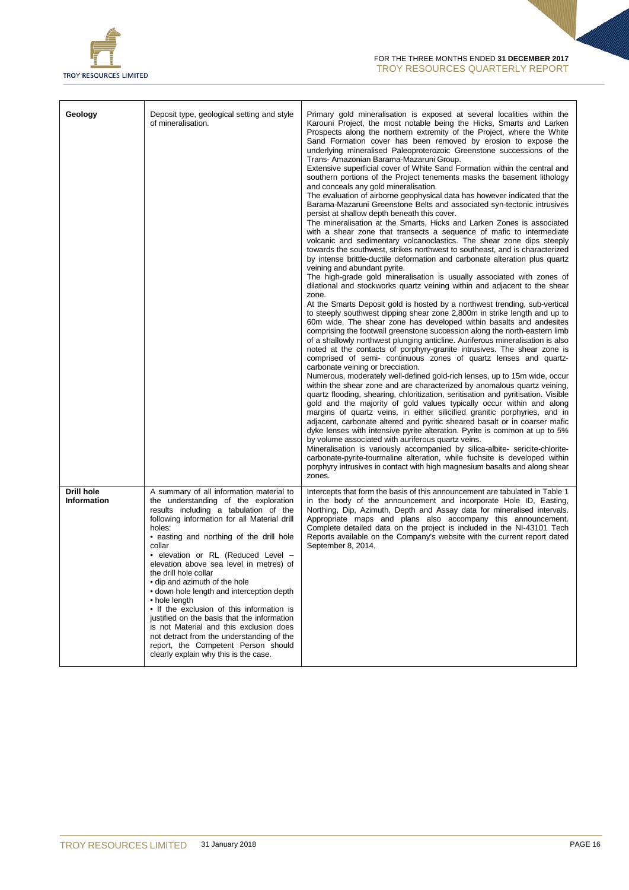| Geology | Deposit type, geological setting and style of mineralisation. | Primary gold mineralisation is exposed at several localities within the Karouni Project, the most notable being the Hicks, Smarts and Larken Prospects along the northern extremity of the Project, where the White Sand Formation cover has been removed by erosion to expose the underlying mineralised Paleoproterozoic Greenstone successions of the Trans- Amazonian Barama-Mazaruni Group.<br>Extensive superficial cover of White Sand Formation within the central and southern portions of the Project tenements masks the basement lithology and conceals any gold mineralisation.<br>The evaluation of airborne geophysical data has however indicated that the Barama-Mazaruni Greenstone Belts and associated syn-tectonic intrusives persist at shallow depth beneath this cover.<br>The mineralisation at the Smarts, Hicks and Larken Zones is associated with a shear zone that transects a sequence of mafic to intermediate volcanic and sedimentary volcanoclastics. The shear zone dips steeply towards the southwest, strikes northwest to southeast, and is characterized by intense brittle-ductile deformation and carbonate alteration plus quartz veining and abundant pyrite.<br>The high-grade gold mineralisation is usually associated with zones of dilational and stockworks quartz veining within and adjacent to the shear zone.<br>At the Smarts Deposit gold is hosted by a northwest trending, sub-vertical to steeply southwest dipping shear zone 2,800m in strike length and up to 60m wide. The shear zone has developed within basalts and andesites comprising the footwall greenstone succession along the north-eastern limb of a shallowly northwest plunging anticline. Auriferous mineralisation is also noted at the contacts of porphyry-granite intrusives. The shear zone is comprised of semi- continuous zones of quartz lenses and quartz-carbonate veining or brecciation.<br>Numerous, moderately well-defined gold-rich lenses, up to 15m wide, occur within the shear zone and are characterized by anomalous quartz veining, quartz flooding, shearing, chloritization, seritisation and pyritisation. Visible gold and the majority of gold values typically occur within and along margins of quartz veins, in either silicified granitic porphyries, and in adjacent, carbonate altered and pyritic sheared basalt or in coarser mafic dyke lenses with intensive pyrite alteration. Pyrite is common at up to 5% by volume associated with auriferous quartz veins.<br>Mineralisation is variously accompanied by silica-albite- sericite-chlorite-carbonate-pyrite-tourmaline alteration, while fuchsite is developed within porphyry intrusives in contact with high magnesium basalts and along shear zones. |
|---|---|---|
| **Drill hole Information** | A summary of all information material to the understanding of the exploration results including a tabulation of the following information for all Material drill holes:<br>• easting and northing of the drill hole collar<br>• elevation or RL (Reduced Level – elevation above sea level in metres) of the drill hole collar<br>• dip and azimuth of the hole<br>• down hole length and interception depth<br>• hole length<br>• If the exclusion of this information is justified on the basis that the information is not Material and this exclusion does not detract from the understanding of the report, the Competent Person should clearly explain why this is the case. | Intercepts that form the basis of this announcement are tabulated in Table 1 in the body of the announcement and incorporate Hole ID, Easting, Northing, Dip, Azimuth, Depth and Assay data for mineralised intervals. Appropriate maps and plans also accompany this announcement. Complete detailed data on the project is included in the NI-43101 Tech Reports available on the Company's website with the current report dated September 8, 2014. |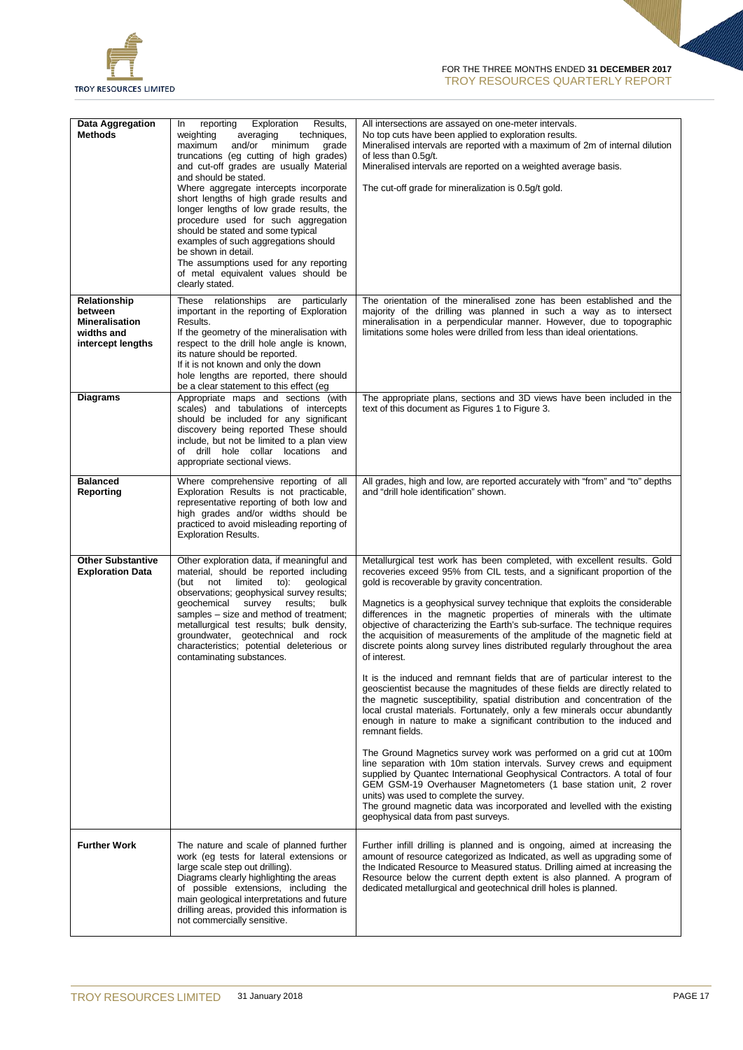| | | |
|---|---|---|
| **Data Aggregation Methods** | In reporting Exploration Results, weighting averaging techniques, maximum and/or minimum grade truncations (eg cutting of high grades) and cut-off grades are usually Material and should be stated.<br>Where aggregate intercepts incorporate short lengths of high grade results and longer lengths of low grade results, the procedure used for such aggregation should be stated and some typical examples of such aggregations should be shown in detail.<br>The assumptions used for any reporting of metal equivalent values should be clearly stated. | All intersections are assayed on one-meter intervals.<br>No top cuts have been applied to exploration results.<br>Mineralised intervals are reported with a maximum of 2m of internal dilution of less than 0.5g/t.<br>Mineralised intervals are reported on a weighted average basis.<br><br>The cut-off grade for mineralization is 0.5g/t gold. |
| **Relationship between Mineralisation widths and intercept lengths** | These relationships are particularly important in the reporting of Exploration Results.<br>If the geometry of the mineralisation with respect to the drill hole angle is known, its nature should be reported.<br>If it is not known and only the down hole lengths are reported, there should be a clear statement to this effect (eg | The orientation of the mineralised zone has been established and the majority of the drilling was planned in such a way as to intersect mineralisation in a perpendicular manner. However, due to topographic limitations some holes were drilled from less than ideal orientations. |
| **Diagrams** | Appropriate maps and sections (with scales) and tabulations of intercepts should be included for any significant discovery being reported These should include, but not be limited to a plan view of drill hole collar locations and appropriate sectional views. | The appropriate plans, sections and 3D views have been included in the text of this document as Figures 1 to Figure 3. |
| **Balanced Reporting** | Where comprehensive reporting of all Exploration Results is not practicable, representative reporting of both low and high grades and/or widths should be practiced to avoid misleading reporting of Exploration Results. | All grades, high and low, are reported accurately with "from" and "to" depths and "drill hole identification" shown. |
| **Other Substantive Exploration Data** | Other exploration data, if meaningful and material, should be reported including (but not limited to): geological observations; geophysical survey results; geochemical survey results; bulk samples – size and method of treatment; metallurgical test results; bulk density, groundwater, geotechnical and rock characteristics; potential deleterious or contaminating substances. | Metallurgical test work has been completed, with excellent results. Gold recoveries exceed 95% from CIL tests, and a significant proportion of the gold is recoverable by gravity concentration.<br><br>Magnetics is a geophysical survey technique that exploits the considerable differences in the magnetic properties of minerals with the ultimate objective of characterizing the Earth's sub-surface. The technique requires the acquisition of measurements of the amplitude of the magnetic field at discrete points along survey lines distributed regularly throughout the area of interest.<br><br>It is the induced and remnant fields that are of particular interest to the geoscientist because the magnitudes of these fields are directly related to the magnetic susceptibility, spatial distribution and concentration of the local crustal materials. Fortunately, only a few minerals occur abundantly enough in nature to make a significant contribution to the induced and remnant fields.<br><br>The Ground Magnetics survey work was performed on a grid cut at 100m line separation with 10m station intervals. Survey crews and equipment supplied by Quantec International Geophysical Contractors. A total of four GEM GSM-19 Overhauser Magnetometers (1 base station unit, 2 rover units) was used to complete the survey.<br>The ground magnetic data was incorporated and levelled with the existing geophysical data from past surveys. |
| **Further Work** | The nature and scale of planned further work (eg tests for lateral extensions or large scale step out drilling).<br>Diagrams clearly highlighting the areas of possible extensions, including the main geological interpretations and future drilling areas, provided this information is not commercially sensitive. | Further infill drilling is planned and is ongoing, aimed at increasing the amount of resource categorized as Indicated, as well as upgrading some of the Indicated Resource to Measured status. Drilling aimed at increasing the Resource below the current depth extent is also planned. A program of dedicated metallurgical and geotechnical drill holes is planned. |